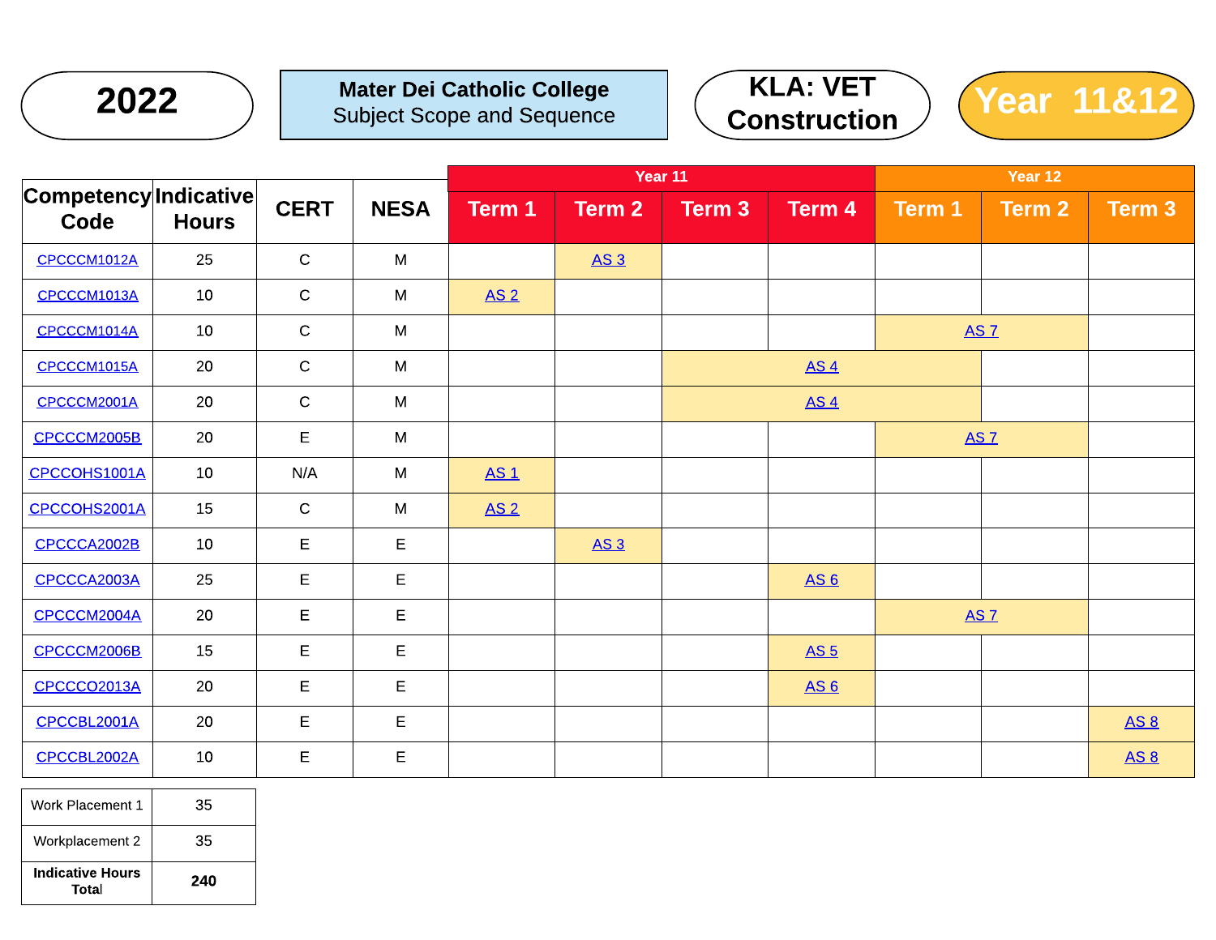# 2022

**Mater Dei Catholic College**
Subject Scope and Sequence

**KLA: VET Construction**

**Year 11&12**

| Competency Code | Indicative Hours | CERT | NESA | Year 11 | | | | Year 12 | | |
|---|---|---|---|---|---|---|---|---|---|---|
| | | | | Term 1 | Term 2 | Term 3 | Term 4 | Term 1 | Term 2 | Term 3 |
| CPCCCM1012A | 25 | C | M | | AS 3 | | | | | |
| CPCCCM1013A | 10 | C | M | AS 2 | | | | | | |
| CPCCCM1014A | 10 | C | M | | | | | AS 7 | AS 7 | |
| CPCCCM1015A | 20 | C | M | | | AS 4 | AS 4 | AS 4 | | |
| CPCCCM2001A | 20 | C | M | | | AS 4 | AS 4 | AS 4 | | |
| CPCCCM2005B | 20 | E | M | | | | | AS 7 | AS 7 | |
| CPCCOHS1001A | 10 | N/A | M | AS 1 | | | | | | |
| CPCCOHS2001A | 15 | C | M | AS 2 | | | | | | |
| CPCCCA2002B | 10 | E | E | | AS 3 | | | | | |
| CPCCCA2003A | 25 | E | E | | | | AS 6 | | | |
| CPCCCM2004A | 20 | E | E | | | | | AS 7 | AS 7 | |
| CPCCCM2006B | 15 | E | E | | | | AS 5 | | | |
| CPCCCO2013A | 20 | E | E | | | | AS 6 | | | |
| CPCCBL2001A | 20 | E | E | | | | | | | AS 8 |
| CPCCBL2002A | 10 | E | E | | | | | | | AS 8 |

| | |
|---|---|
| Work Placement 1 | 35 |
| Workplacement 2 | 35 |
| **Indicative Hours Total** | **240** |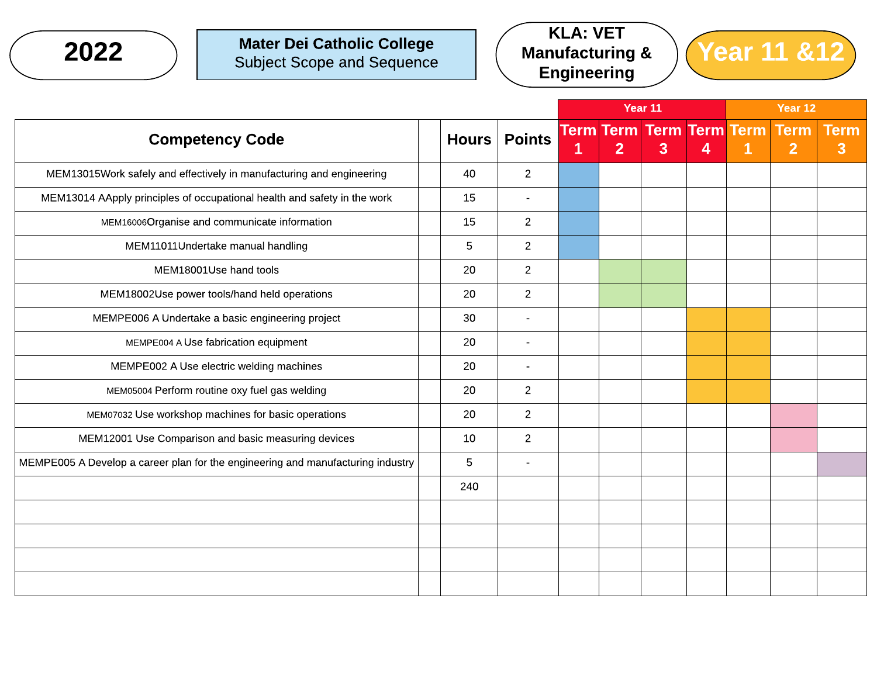2022

**Mater Dei Catholic College**
Subject Scope and Sequence

**KLA: VET Manufacturing & Engineering**

**Year 11 &12**

| Competency Code | | Hours | Points | Year 11 Term 1 | Year 11 Term 2 | Year 11 Term 3 | Year 11 Term 4 | Year 12 Term 1 | Year 12 Term 2 | Year 12 Term 3 |
|---|---|---|---|---|---|---|---|---|---|---|
| MEM13015Work safely and effectively in manufacturing and engineering | | 40 | 2 | ■ | | | | | | |
| MEM13014 AApply principles of occupational health and safety in the work | | 15 | - | ■ | | | | | | |
| MEM16006Organise and communicate information | | 15 | 2 | ■ | | | | | | |
| MEM11011Undertake manual handling | | 5 | 2 | ■ | | | | | | |
| MEM18001Use hand tools | | 20 | 2 | | ■ | ■ | | | | |
| MEM18002Use power tools/hand held operations | | 20 | 2 | | ■ | ■ | | | | |
| MEMPE006 A Undertake a basic engineering project | | 30 | - | | | | ■ | ■ | | |
| MEMPE004 A Use fabrication equipment | | 20 | - | | | | ■ | ■ | | |
| MEMPE002 A Use electric welding machines | | 20 | - | | | | ■ | ■ | | |
| MEM05004 Perform routine oxy fuel gas welding | | 20 | 2 | | | | ■ | ■ | | |
| MEM07032 Use workshop machines for basic operations | | 20 | 2 | | | | | | ■ | |
| MEM12001 Use Comparison and basic measuring devices | | 10 | 2 | | | | | | ■ | |
| MEMPE005 A Develop a career plan for the engineering and manufacturing industry | | 5 | - | | | | | | | ■ |
| | | 240 | | | | | | | | |
| | | | | | | | | | | |
| | | | | | | | | | | |
| | | | | | | | | | | |
| | | | | | | | | | | |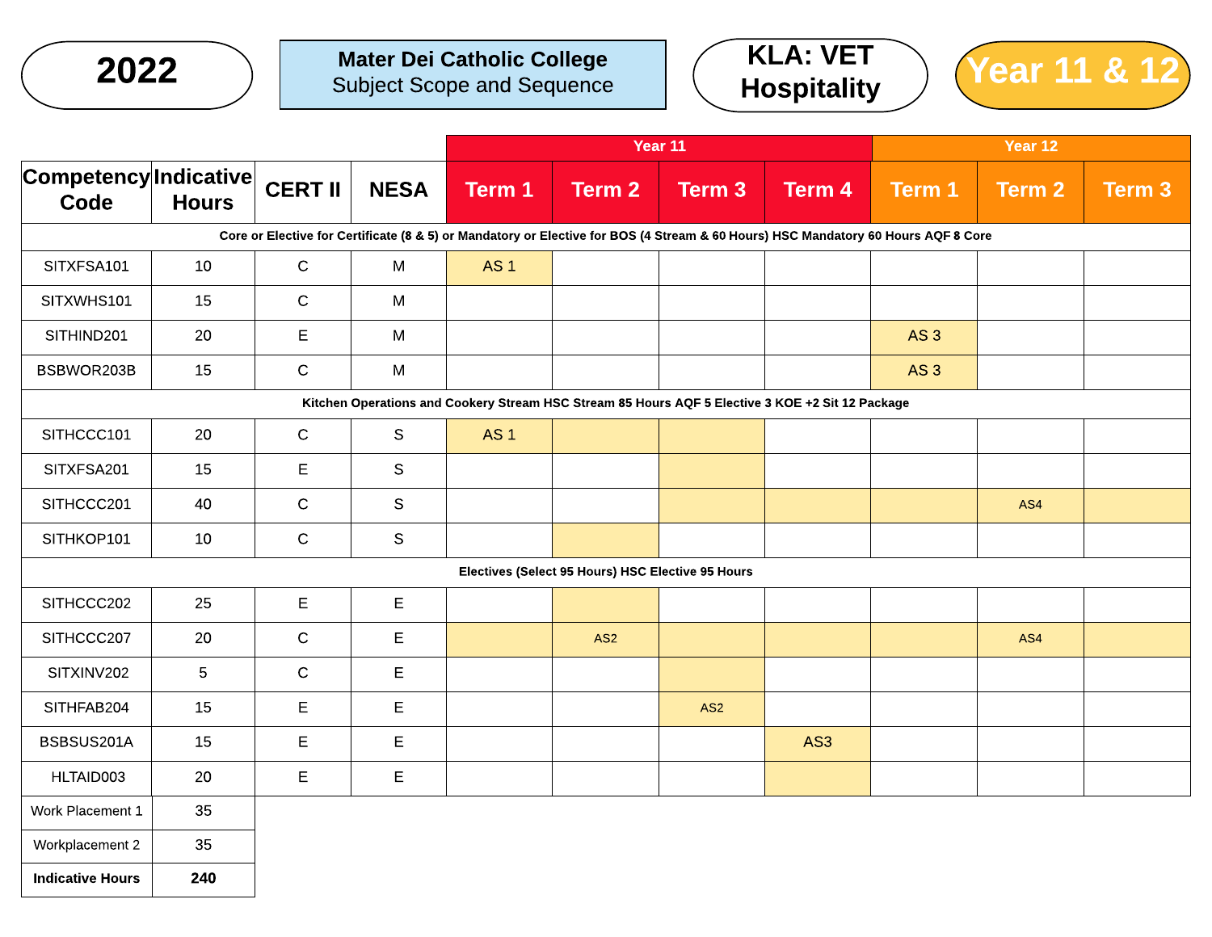**2022** | **Mater Dei Catholic College** Subject Scope and Sequence | **KLA: VET Hospitality** | **Year 11 & 12**

| | | | | Year 11 | | | | Year 12 | | |
|---|---|---|---|---|---|---|---|---|---|---|
| **Competency Code** | **Indicative Hours** | **CERT II** | **NESA** | **Term 1** | **Term 2** | **Term 3** | **Term 4** | **Term 1** | **Term 2** | **Term 3** |
| **Core or Elective for Certificate (8 & 5) or Mandatory or Elective for BOS (4 Stream & 60 Hours) HSC Mandatory 60 Hours AQF 8 Core** | | | | | | | | | | |
| SITXFSA101 | 10 | C | M | AS 1 | | | | | | |
| SITXWHS101 | 15 | C | M | | | | | | | |
| SITHIND201 | 20 | E | M | | | | | AS 3 | | |
| BSBWOR203B | 15 | C | M | | | | | AS 3 | | |
| **Kitchen Operations and Cookery Stream HSC Stream 85 Hours AQF 5 Elective 3 KOE +2 Sit 12 Package** | | | | | | | | | | |
| SITHCCC101 | 20 | C | S | AS 1 | | | | | | |
| SITXFSA201 | 15 | E | S | | | | | | | |
| SITHCCC201 | 40 | C | S | | | | | | AS4 | |
| SITHKOP101 | 10 | C | S | | | | | | | |
| **Electives (Select 95 Hours) HSC Elective 95 Hours** | | | | | | | | | | |
| SITHCCC202 | 25 | E | E | | | | | | | |
| SITHCCC207 | 20 | C | E | | AS2 | | | | AS4 | |
| SITXINV202 | 5 | C | E | | | | | | | |
| SITHFAB204 | 15 | E | E | | | AS2 | | | | |
| BSBSUS201A | 15 | E | E | | | | AS3 | | | |
| HLTAID003 | 20 | E | E | | | | | | | |
| Work Placement 1 | 35 | | | | | | | | | |
| Workplacement 2 | 35 | | | | | | | | | |
| **Indicative Hours** | **240** | | | | | | | | | |